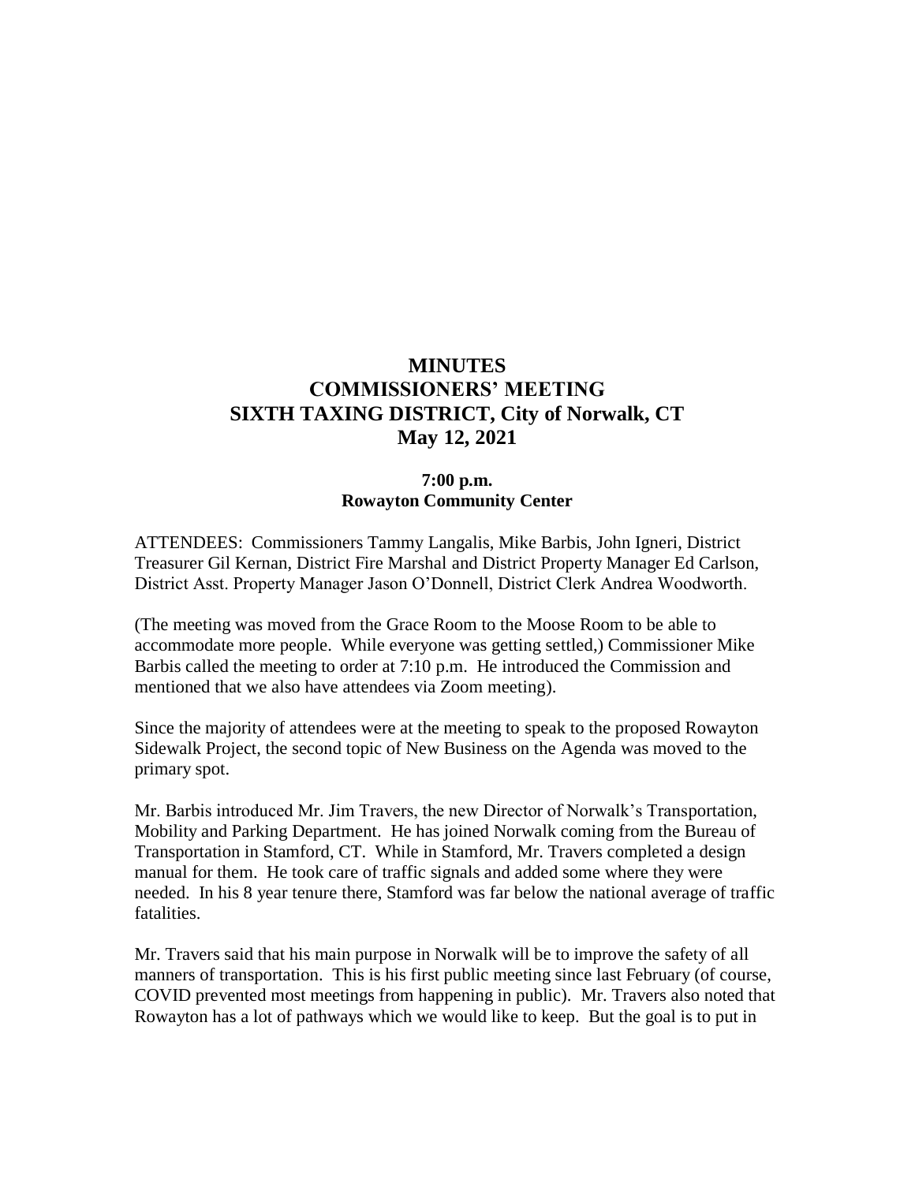# MINUTES
# COMMISSIONERS' MEETING
# SIXTH TAXING DISTRICT, City of Norwalk, CT
# May 12, 2021

**7:00 p.m.**
**Rowayton Community Center**

ATTENDEES: Commissioners Tammy Langalis, Mike Barbis, John Igneri, District Treasurer Gil Kernan, District Fire Marshal and District Property Manager Ed Carlson, District Asst. Property Manager Jason O'Donnell, District Clerk Andrea Woodworth.

(The meeting was moved from the Grace Room to the Moose Room to be able to accommodate more people. While everyone was getting settled,) Commissioner Mike Barbis called the meeting to order at 7:10 p.m. He introduced the Commission and mentioned that we also have attendees via Zoom meeting).

Since the majority of attendees were at the meeting to speak to the proposed Rowayton Sidewalk Project, the second topic of New Business on the Agenda was moved to the primary spot.

Mr. Barbis introduced Mr. Jim Travers, the new Director of Norwalk's Transportation, Mobility and Parking Department. He has joined Norwalk coming from the Bureau of Transportation in Stamford, CT. While in Stamford, Mr. Travers completed a design manual for them. He took care of traffic signals and added some where they were needed. In his 8 year tenure there, Stamford was far below the national average of traffic fatalities.

Mr. Travers said that his main purpose in Norwalk will be to improve the safety of all manners of transportation. This is his first public meeting since last February (of course, COVID prevented most meetings from happening in public). Mr. Travers also noted that Rowayton has a lot of pathways which we would like to keep. But the goal is to put in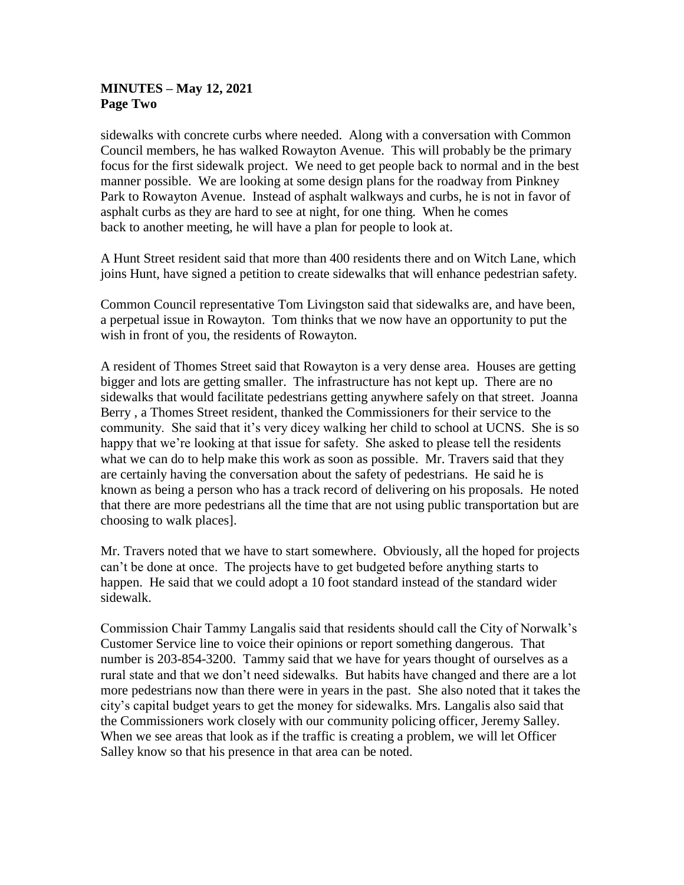sidewalks with concrete curbs where needed. Along with a conversation with Common Council members, he has walked Rowayton Avenue. This will probably be the primary focus for the first sidewalk project. We need to get people back to normal and in the best manner possible. We are looking at some design plans for the roadway from Pinkney Park to Rowayton Avenue. Instead of asphalt walkways and curbs, he is not in favor of asphalt curbs as they are hard to see at night, for one thing. When he comes back to another meeting, he will have a plan for people to look at.

A Hunt Street resident said that more than 400 residents there and on Witch Lane, which joins Hunt, have signed a petition to create sidewalks that will enhance pedestrian safety.

Common Council representative Tom Livingston said that sidewalks are, and have been, a perpetual issue in Rowayton. Tom thinks that we now have an opportunity to put the wish in front of you, the residents of Rowayton.

A resident of Thomes Street said that Rowayton is a very dense area. Houses are getting bigger and lots are getting smaller. The infrastructure has not kept up. There are no sidewalks that would facilitate pedestrians getting anywhere safely on that street. Joanna Berry , a Thomes Street resident, thanked the Commissioners for their service to the community. She said that it's very dicey walking her child to school at UCNS. She is so happy that we're looking at that issue for safety. She asked to please tell the residents what we can do to help make this work as soon as possible. Mr. Travers said that they are certainly having the conversation about the safety of pedestrians. He said he is known as being a person who has a track record of delivering on his proposals. He noted that there are more pedestrians all the time that are not using public transportation but are choosing to walk places].

Mr. Travers noted that we have to start somewhere. Obviously, all the hoped for projects can't be done at once. The projects have to get budgeted before anything starts to happen. He said that we could adopt a 10 foot standard instead of the standard wider sidewalk.

Commission Chair Tammy Langalis said that residents should call the City of Norwalk's Customer Service line to voice their opinions or report something dangerous. That number is 203-854-3200. Tammy said that we have for years thought of ourselves as a rural state and that we don't need sidewalks. But habits have changed and there are a lot more pedestrians now than there were in years in the past. She also noted that it takes the city's capital budget years to get the money for sidewalks. Mrs. Langalis also said that the Commissioners work closely with our community policing officer, Jeremy Salley. When we see areas that look as if the traffic is creating a problem, we will let Officer Salley know so that his presence in that area can be noted.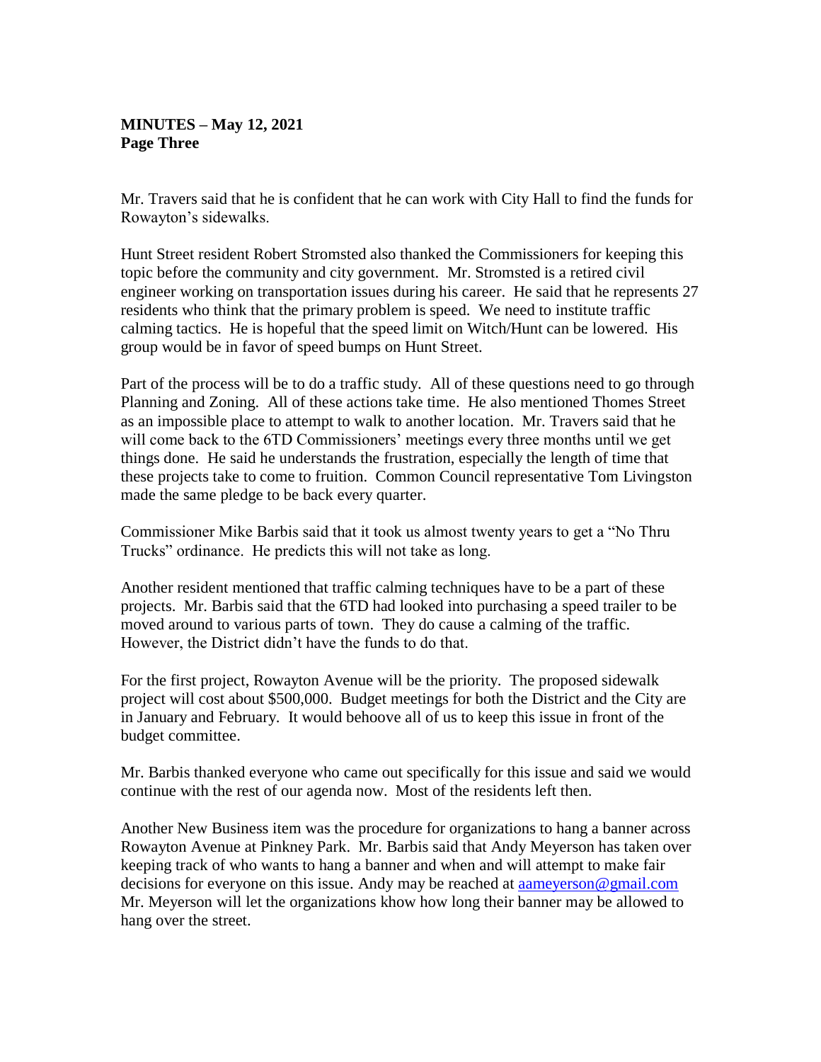**MINUTES – May 12, 2021**
**Page Three**

Mr. Travers said that he is confident that he can work with City Hall to find the funds for Rowayton's sidewalks.

Hunt Street resident Robert Stromsted also thanked the Commissioners for keeping this topic before the community and city government. Mr. Stromsted is a retired civil engineer working on transportation issues during his career. He said that he represents 27 residents who think that the primary problem is speed. We need to institute traffic calming tactics. He is hopeful that the speed limit on Witch/Hunt can be lowered. His group would be in favor of speed bumps on Hunt Street.

Part of the process will be to do a traffic study. All of these questions need to go through Planning and Zoning. All of these actions take time. He also mentioned Thomes Street as an impossible place to attempt to walk to another location. Mr. Travers said that he will come back to the 6TD Commissioners' meetings every three months until we get things done. He said he understands the frustration, especially the length of time that these projects take to come to fruition. Common Council representative Tom Livingston made the same pledge to be back every quarter.

Commissioner Mike Barbis said that it took us almost twenty years to get a "No Thru Trucks" ordinance. He predicts this will not take as long.

Another resident mentioned that traffic calming techniques have to be a part of these projects. Mr. Barbis said that the 6TD had looked into purchasing a speed trailer to be moved around to various parts of town. They do cause a calming of the traffic. However, the District didn't have the funds to do that.

For the first project, Rowayton Avenue will be the priority. The proposed sidewalk project will cost about $500,000. Budget meetings for both the District and the City are in January and February. It would behoove all of us to keep this issue in front of the budget committee.

Mr. Barbis thanked everyone who came out specifically for this issue and said we would continue with the rest of our agenda now. Most of the residents left then.

Another New Business item was the procedure for organizations to hang a banner across Rowayton Avenue at Pinkney Park. Mr. Barbis said that Andy Meyerson has taken over keeping track of who wants to hang a banner and when and will attempt to make fair decisions for everyone on this issue. Andy may be reached at aameyerson@gmail.com Mr. Meyerson will let the organizations khow how long their banner may be allowed to hang over the street.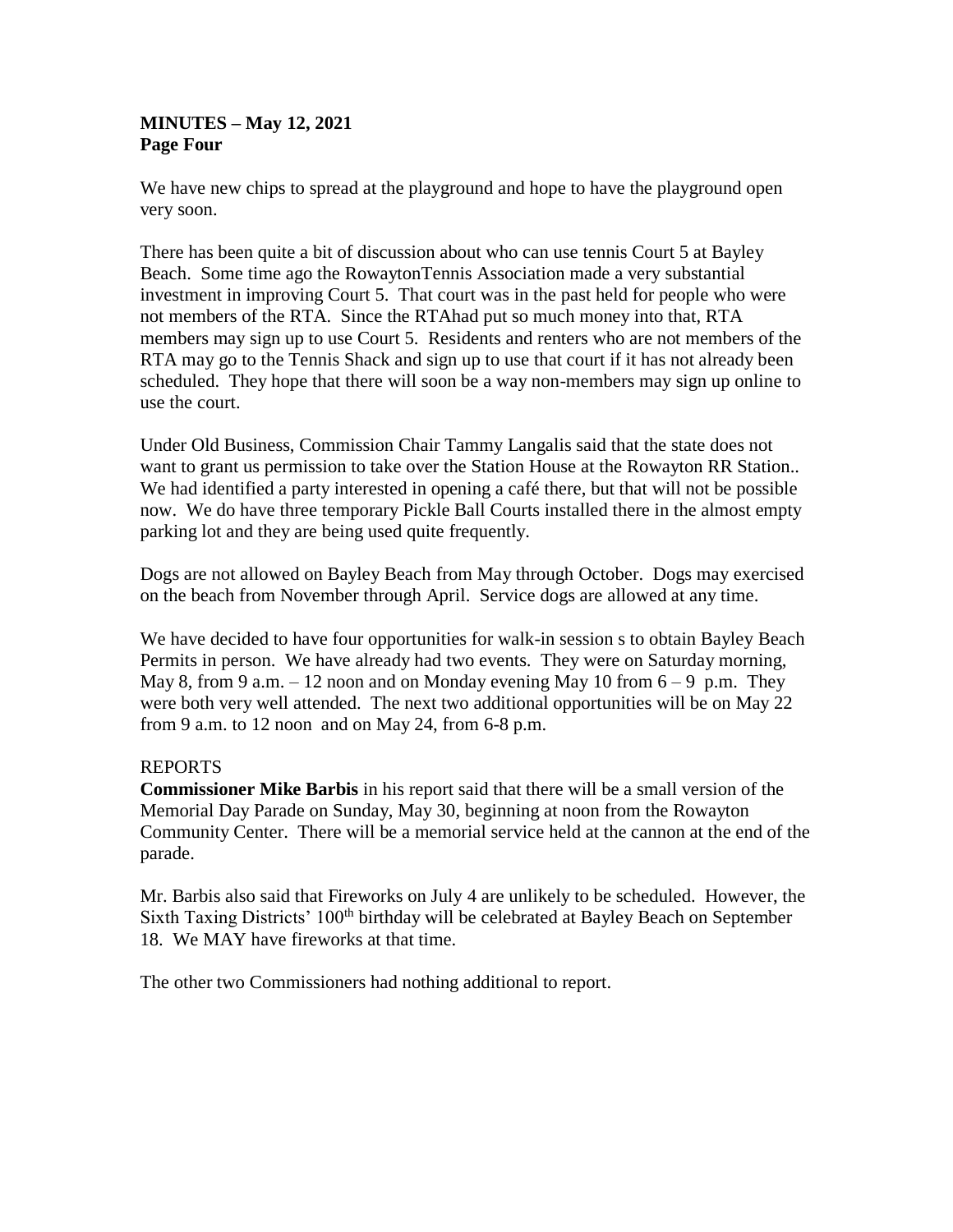**MINUTES – May 12, 2021**
**Page Four**

We have new chips to spread at the playground and hope to have the playground open very soon.

There has been quite a bit of discussion about who can use tennis Court 5 at Bayley Beach. Some time ago the RowaytonTennis Association made a very substantial investment in improving Court 5. That court was in the past held for people who were not members of the RTA. Since the RTAhad put so much money into that, RTA members may sign up to use Court 5. Residents and renters who are not members of the RTA may go to the Tennis Shack and sign up to use that court if it has not already been scheduled. They hope that there will soon be a way non-members may sign up online to use the court.

Under Old Business, Commission Chair Tammy Langalis said that the state does not want to grant us permission to take over the Station House at the Rowayton RR Station.. We had identified a party interested in opening a café there, but that will not be possible now. We do have three temporary Pickle Ball Courts installed there in the almost empty parking lot and they are being used quite frequently.

Dogs are not allowed on Bayley Beach from May through October. Dogs may exercised on the beach from November through April. Service dogs are allowed at any time.

We have decided to have four opportunities for walk-in session s to obtain Bayley Beach Permits in person. We have already had two events. They were on Saturday morning, May 8, from 9 a.m. – 12 noon and on Monday evening May 10 from 6 – 9 p.m. They were both very well attended. The next two additional opportunities will be on May 22 from 9 a.m. to 12 noon and on May 24, from 6-8 p.m.

REPORTS
**Commissioner Mike Barbis** in his report said that there will be a small version of the Memorial Day Parade on Sunday, May 30, beginning at noon from the Rowayton Community Center. There will be a memorial service held at the cannon at the end of the parade.

Mr. Barbis also said that Fireworks on July 4 are unlikely to be scheduled. However, the Sixth Taxing Districts' 100th birthday will be celebrated at Bayley Beach on September 18. We MAY have fireworks at that time.

The other two Commissioners had nothing additional to report.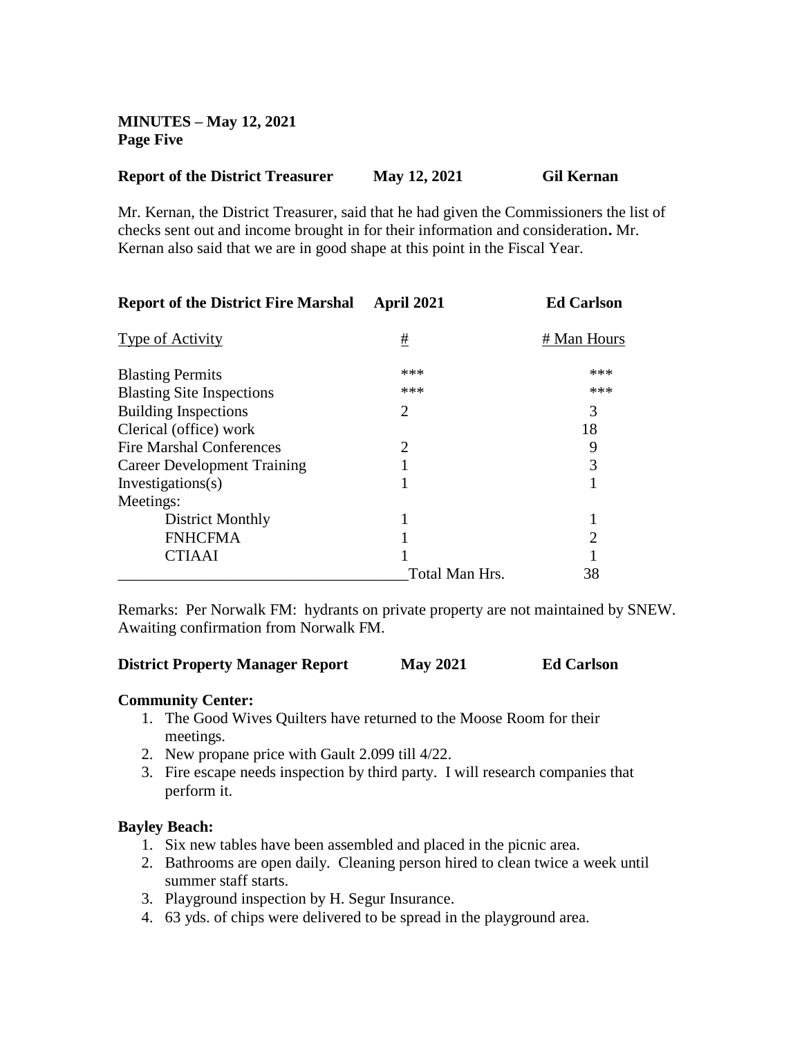**MINUTES – May 12, 2021**
**Page Five**

**Report of the District Treasurer May 12, 2021 Gil Kernan**

Mr. Kernan, the District Treasurer, said that he had given the Commissioners the list of checks sent out and income brought in for their information and consideration**.** Mr. Kernan also said that we are in good shape at this point in the Fiscal Year.

**Report of the District Fire Marshal April 2021 Ed Carlson**

| Type of Activity | # | # Man Hours |
|---|---|---|
| Blasting Permits | *** | *** |
| Blasting Site Inspections | *** | *** |
| Building Inspections | 2 | 3 |
| Clerical (office) work | | 18 |
| Fire Marshal Conferences | 2 | 9 |
| Career Development Training | 1 | 3 |
| Investigations(s) | 1 | 1 |
| Meetings: | | |
| District Monthly | 1 | 1 |
| FNHCFMA | 1 | 2 |
| CTIAAI | 1 | 1 |
| | Total Man Hrs. | 38 |

Remarks: Per Norwalk FM: hydrants on private property are not maintained by SNEW. Awaiting confirmation from Norwalk FM.

**District Property Manager Report May 2021 Ed Carlson**

**Community Center:**

1. The Good Wives Quilters have returned to the Moose Room for their meetings.
2. New propane price with Gault 2.099 till 4/22.
3. Fire escape needs inspection by third party. I will research companies that perform it.

**Bayley Beach:**

1. Six new tables have been assembled and placed in the picnic area.
2. Bathrooms are open daily. Cleaning person hired to clean twice a week until summer staff starts.
3. Playground inspection by H. Segur Insurance.
4. 63 yds. of chips were delivered to be spread in the playground area.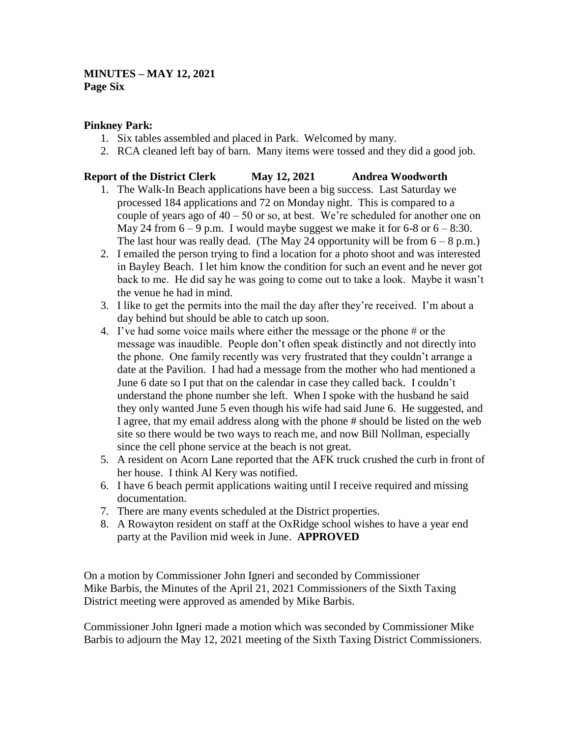**MINUTES – MAY 12, 2021**
**Page Six**

**Pinkney Park:**

1. Six tables assembled and placed in Park. Welcomed by many.
2. RCA cleaned left bay of barn. Many items were tossed and they did a good job.

**Report of the District Clerk May 12, 2021 Andrea Woodworth**

1. The Walk-In Beach applications have been a big success. Last Saturday we processed 184 applications and 72 on Monday night. This is compared to a couple of years ago of 40 – 50 or so, at best. We're scheduled for another one on May 24 from 6 – 9 p.m. I would maybe suggest we make it for 6-8 or 6 – 8:30. The last hour was really dead. (The May 24 opportunity will be from 6 – 8 p.m.)
2. I emailed the person trying to find a location for a photo shoot and was interested in Bayley Beach. I let him know the condition for such an event and he never got back to me. He did say he was going to come out to take a look. Maybe it wasn't the venue he had in mind.
3. I like to get the permits into the mail the day after they're received. I'm about a day behind but should be able to catch up soon.
4. I've had some voice mails where either the message or the phone # or the message was inaudible. People don't often speak distinctly and not directly into the phone. One family recently was very frustrated that they couldn't arrange a date at the Pavilion. I had had a message from the mother who had mentioned a June 6 date so I put that on the calendar in case they called back. I couldn't understand the phone number she left. When I spoke with the husband he said they only wanted June 5 even though his wife had said June 6. He suggested, and I agree, that my email address along with the phone # should be listed on the web site so there would be two ways to reach me, and now Bill Nollman, especially since the cell phone service at the beach is not great.
5. A resident on Acorn Lane reported that the AFK truck crushed the curb in front of her house. I think Al Kery was notified.
6. I have 6 beach permit applications waiting until I receive required and missing documentation.
7. There are many events scheduled at the District properties.
8. A Rowayton resident on staff at the OxRidge school wishes to have a year end party at the Pavilion mid week in June. **APPROVED**

On a motion by Commissioner John Igneri and seconded by Commissioner Mike Barbis, the Minutes of the April 21, 2021 Commissioners of the Sixth Taxing District meeting were approved as amended by Mike Barbis.

Commissioner John Igneri made a motion which was seconded by Commissioner Mike Barbis to adjourn the May 12, 2021 meeting of the Sixth Taxing District Commissioners.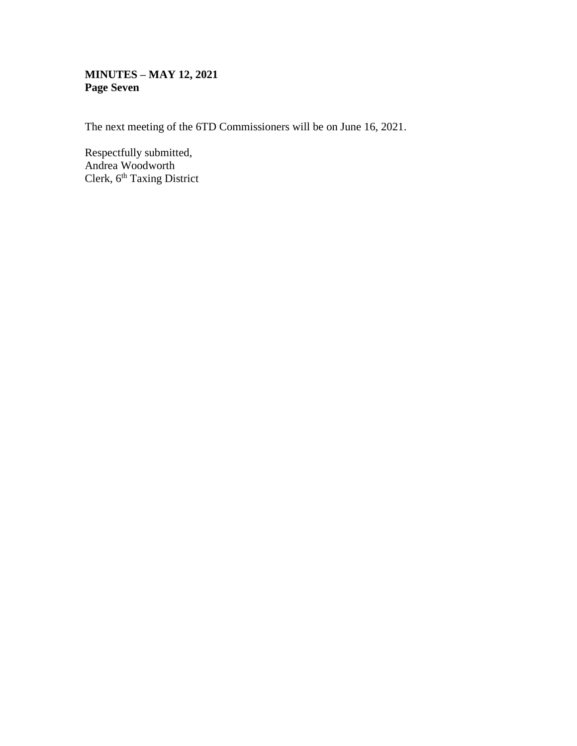The next meeting of the 6TD Commissioners will be on June 16, 2021.

Respectfully submitted,
Andrea Woodworth
Clerk, 6th Taxing District